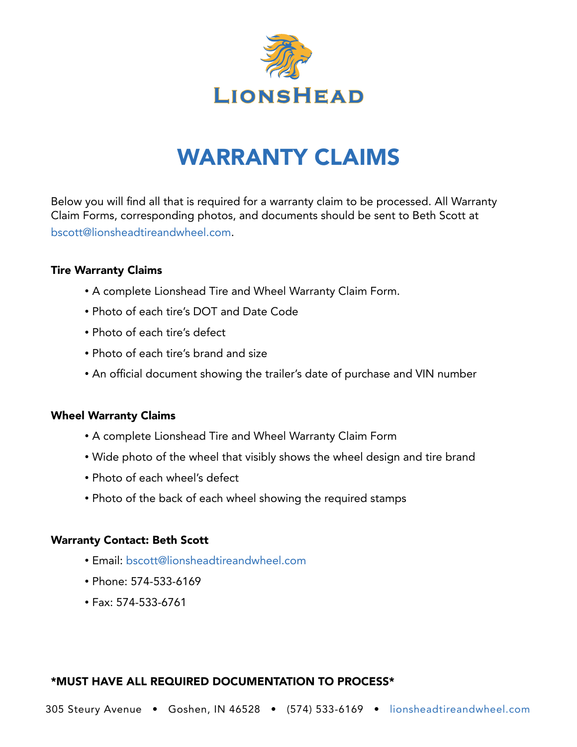LIONSHEAD

# WARRANTY CLAIMS

Below you will find all that is required for a warranty claim to be processed. All Warranty Claim Forms, corresponding photos, and documents should be sent to Beth Scott at bscott@lionsheadtireandwheel.com.

### Tire Warranty Claims

- A complete Lionshead Tire and Wheel Warranty Claim Form.
- Photo of each tire's DOT and Date Code
- Photo of each tire's defect
- Photo of each tire's brand and size
- An official document showing the trailer's date of purchase and VIN number

### Wheel Warranty Claims

- A complete Lionshead Tire and Wheel Warranty Claim Form
- Wide photo of the wheel that visibly shows the wheel design and tire brand
- Photo of each wheel's defect
- Photo of the back of each wheel showing the required stamps

### Warranty Contact: Beth Scott

- Email: bscott@lionsheadtireandwheel.com
- Phone: 574-533-6169
- Fax: 574-533-6761

**\*MUST HAVE ALL REQUIRED DOCUMENTATION TO PROCESS\***

305 Steury Avenue • Goshen, IN 46528 • (574) 533-6169 • lionsheadtireandwheel.com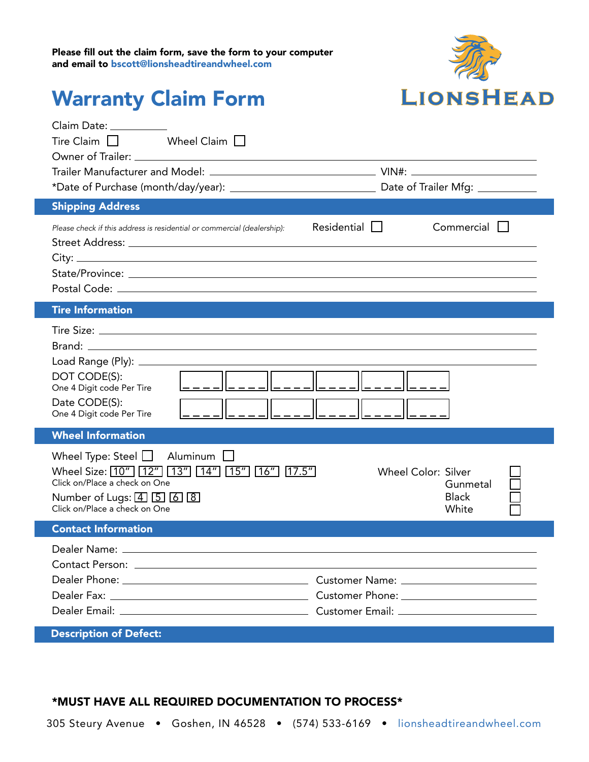**Please fill out the claim form, save the form to your computer and email to bscott@lionsheadtireandwheel.com**

LIONSHEAD

# Warranty Claim Form

Claim Date: ___________

Tire Claim ☐ Wheel Claim ☐

Owner of Trailer: ___________

Trailer Manufacturer and Model: ___________ VIN#: ___________

*Date of Purchase (month/day/year): ___________ Date of Trailer Mfg: ___________

## Shipping Address

*Please check if this address is residential or commercial (dealership):* Residential ☐ Commercial ☐

Street Address: ___________

City: ___________

State/Province: ___________

Postal Code: ___________

## Tire Information

Tire Size: ___________

Brand: ___________

Load Range (Ply): ___________

DOT CODE(S):
One 4 Digit code Per Tire

| _ _ _ _ | _ _ _ _ | _ _ _ _ | _ _ _ _ | _ _ _ _ | _ _ _ _ |
|---|---|---|---|---|---|

Date CODE(S):
One 4 Digit code Per Tire

| _ _ _ _ | _ _ _ _ | _ _ _ _ | _ _ _ _ | _ _ _ _ | _ _ _ _ |
|---|---|---|---|---|---|

## Wheel Information

Wheel Type: Steel ☐ Aluminum ☐

Wheel Size: [10"] [12"] [13"] [14"] [15"] [16"] [17.5"]
Click on/Place a check on One

Number of Lugs: [4] [5] [6] [8]
Click on/Place a check on One

Wheel Color: Silver ☐ Gunmetal ☐ Black ☐ White ☐

## Contact Information

Dealer Name: ___________

Contact Person: ___________

Dealer Phone: ___________ Customer Name: ___________

Dealer Fax: ___________ Customer Phone: ___________

Dealer Email: ___________ Customer Email: ___________

## Description of Defect:

**\*MUST HAVE ALL REQUIRED DOCUMENTATION TO PROCESS\***

305 Steury Avenue • Goshen, IN 46528 • (574) 533-6169 • lionsheadtireandwheel.com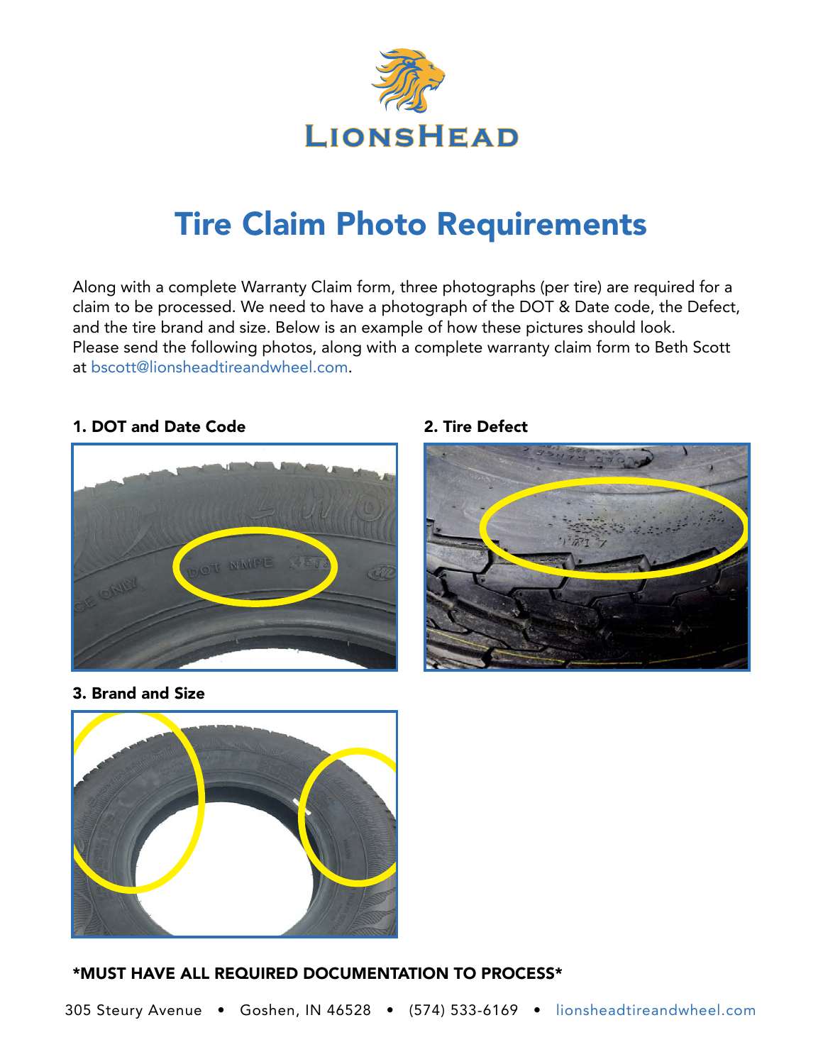LIONSHEAD

# Tire Claim Photo Requirements

Along with a complete Warranty Claim form, three photographs (per tire) are required for a claim to be processed. We need to have a photograph of the DOT & Date code, the Defect, and the tire brand and size. Below is an example of how these pictures should look. Please send the following photos, along with a complete warranty claim form to Beth Scott at bscott@lionsheadtireandwheel.com.

**1. DOT and Date Code**

**2. Tire Defect**

**3. Brand and Size**

**\*MUST HAVE ALL REQUIRED DOCUMENTATION TO PROCESS\***

305 Steury Avenue • Goshen, IN 46528 • (574) 533-6169 • lionsheadtireandwheel.com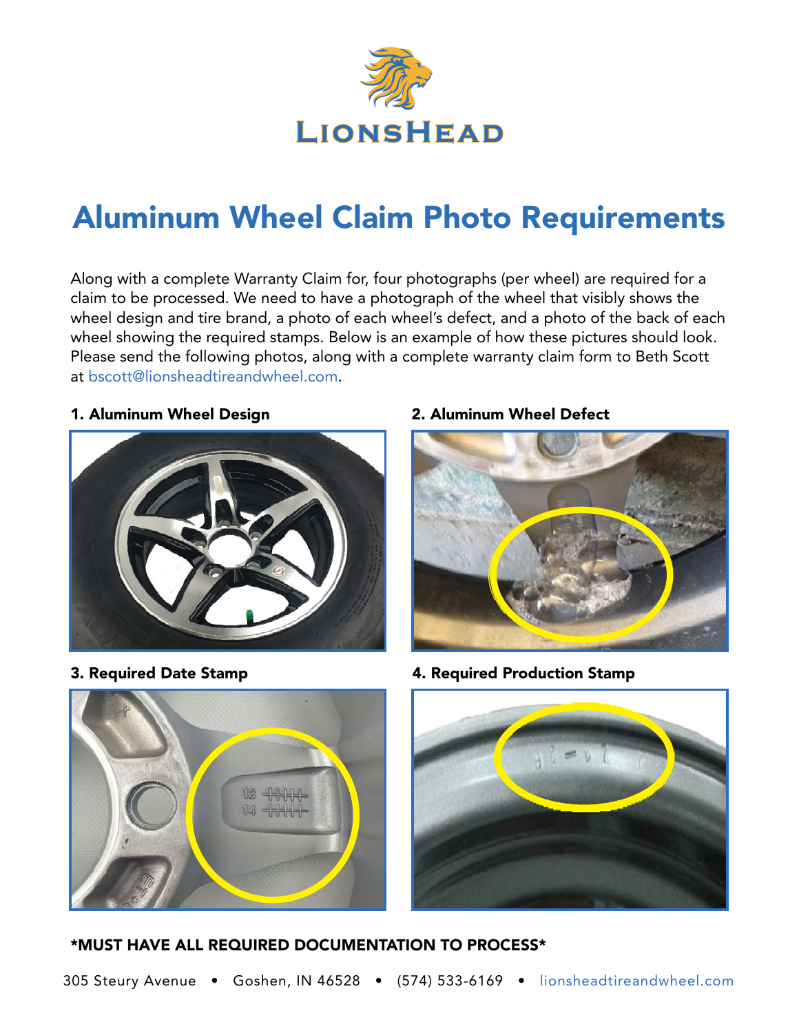LIONSHEAD

# Aluminum Wheel Claim Photo Requirements

Along with a complete Warranty Claim for, four photographs (per wheel) are required for a claim to be processed. We need to have a photograph of the wheel that visibly shows the wheel design and tire brand, a photo of each wheel's defect, and a photo of the back of each wheel showing the required stamps. Below is an example of how these pictures should look. Please send the following photos, along with a complete warranty claim form to Beth Scott at bscott@lionsheadtireandwheel.com.

**1. Aluminum Wheel Design**

**2. Aluminum Wheel Defect**

**3. Required Date Stamp**

**4. Required Production Stamp**

**\*MUST HAVE ALL REQUIRED DOCUMENTATION TO PROCESS\***

305 Steury Avenue • Goshen, IN 46528 • (574) 533-6169 • lionsheadtireandwheel.com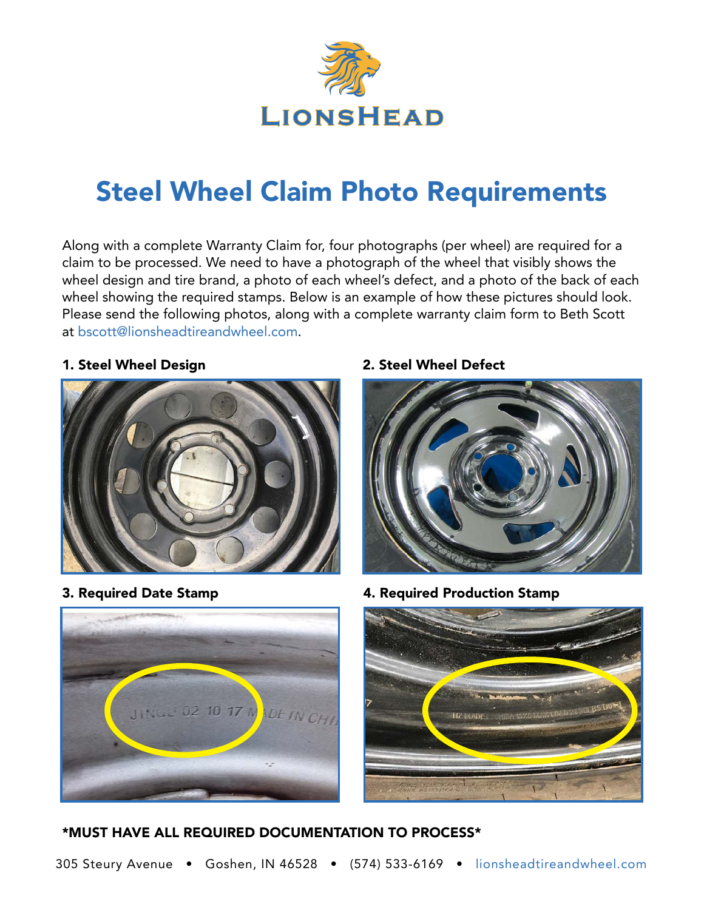LionsHead

# Steel Wheel Claim Photo Requirements

Along with a complete Warranty Claim for, four photographs (per wheel) are required for a claim to be processed. We need to have a photograph of the wheel that visibly shows the wheel design and tire brand, a photo of each wheel's defect, and a photo of the back of each wheel showing the required stamps. Below is an example of how these pictures should look. Please send the following photos, along with a complete warranty claim form to Beth Scott at bscott@lionsheadtireandwheel.com.

**1. Steel Wheel Design**

**2. Steel Wheel Defect**

**3. Required Date Stamp**

**4. Required Production Stamp**

**\*MUST HAVE ALL REQUIRED DOCUMENTATION TO PROCESS\***

305 Steury Avenue • Goshen, IN 46528 • (574) 533-6169 • lionsheadtireandwheel.com